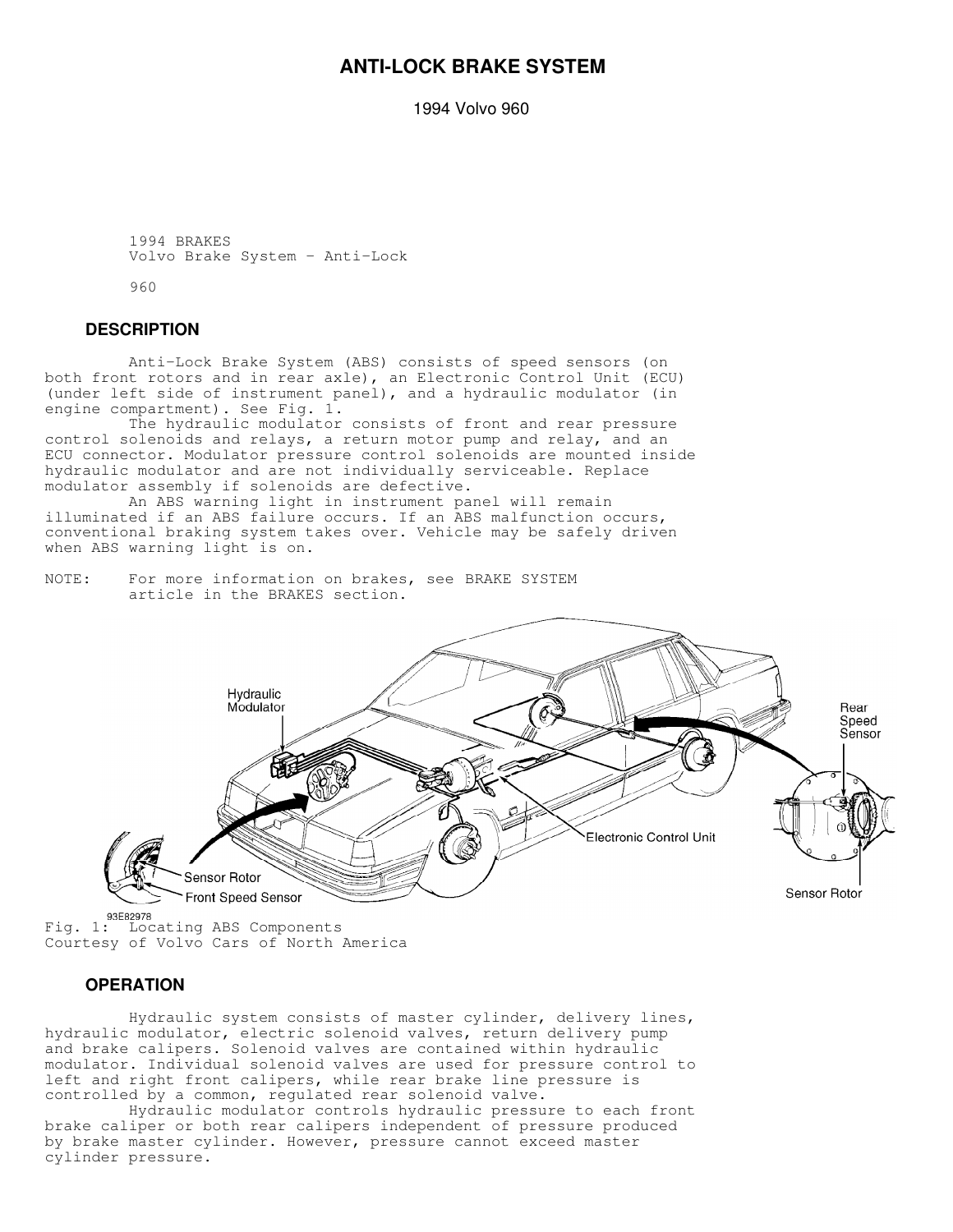# ANTI-LOCK BRAKE SYSTEM

1994 Volvo 960

1994 BRAKES
Volvo Brake System - Anti-Lock

960

## DESCRIPTION

Anti-Lock Brake System (ABS) consists of speed sensors (on both front rotors and in rear axle), an Electronic Control Unit (ECU) (under left side of instrument panel), and a hydraulic modulator (in engine compartment). See Fig. 1.

The hydraulic modulator consists of front and rear pressure control solenoids and relays, a return motor pump and relay, and an ECU connector. Modulator pressure control solenoids are mounted inside hydraulic modulator and are not individually serviceable. Replace modulator assembly if solenoids are defective.

An ABS warning light in instrument panel will remain illuminated if an ABS failure occurs. If an ABS malfunction occurs, conventional braking system takes over. Vehicle may be safely driven when ABS warning light is on.

NOTE: For more information on brakes, see BRAKE SYSTEM article in the BRAKES section.

Fig. 1: Locating ABS Components
Courtesy of Volvo Cars of North America

## OPERATION

Hydraulic system consists of master cylinder, delivery lines, hydraulic modulator, electric solenoid valves, return delivery pump and brake calipers. Solenoid valves are contained within hydraulic modulator. Individual solenoid valves are used for pressure control to left and right front calipers, while rear brake line pressure is controlled by a common, regulated rear solenoid valve.

Hydraulic modulator controls hydraulic pressure to each front brake caliper or both rear calipers independent of pressure produced by brake master cylinder. However, pressure cannot exceed master cylinder pressure.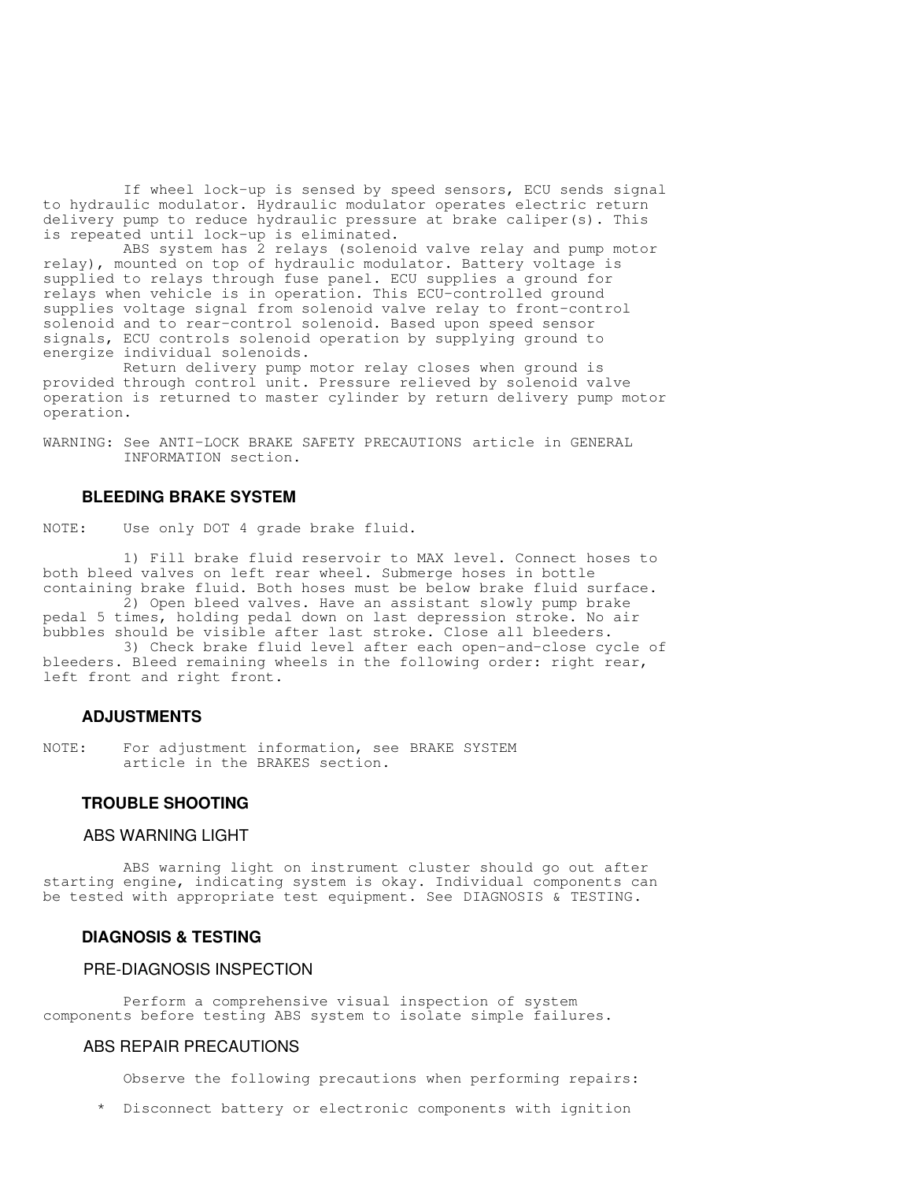If wheel lock-up is sensed by speed sensors, ECU sends signal to hydraulic modulator. Hydraulic modulator operates electric return delivery pump to reduce hydraulic pressure at brake caliper(s). This is repeated until lock-up is eliminated.

ABS system has 2 relays (solenoid valve relay and pump motor relay), mounted on top of hydraulic modulator. Battery voltage is supplied to relays through fuse panel. ECU supplies a ground for relays when vehicle is in operation. This ECU-controlled ground supplies voltage signal from solenoid valve relay to front-control solenoid and to rear-control solenoid. Based upon speed sensor signals, ECU controls solenoid operation by supplying ground to energize individual solenoids.

Return delivery pump motor relay closes when ground is provided through control unit. Pressure relieved by solenoid valve operation is returned to master cylinder by return delivery pump motor operation.

WARNING: See ANTI-LOCK BRAKE SAFETY PRECAUTIONS article in GENERAL INFORMATION section.

## BLEEDING BRAKE SYSTEM

NOTE: Use only DOT 4 grade brake fluid.

1) Fill brake fluid reservoir to MAX level. Connect hoses to both bleed valves on left rear wheel. Submerge hoses in bottle containing brake fluid. Both hoses must be below brake fluid surface.

2) Open bleed valves. Have an assistant slowly pump brake pedal 5 times, holding pedal down on last depression stroke. No air bubbles should be visible after last stroke. Close all bleeders.

3) Check brake fluid level after each open-and-close cycle of bleeders. Bleed remaining wheels in the following order: right rear, left front and right front.

## ADJUSTMENTS

NOTE: For adjustment information, see BRAKE SYSTEM article in the BRAKES section.

## TROUBLE SHOOTING

### ABS WARNING LIGHT

ABS warning light on instrument cluster should go out after starting engine, indicating system is okay. Individual components can be tested with appropriate test equipment. See DIAGNOSIS & TESTING.

## DIAGNOSIS & TESTING

### PRE-DIAGNOSIS INSPECTION

Perform a comprehensive visual inspection of system components before testing ABS system to isolate simple failures.

### ABS REPAIR PRECAUTIONS

Observe the following precautions when performing repairs:

* Disconnect battery or electronic components with ignition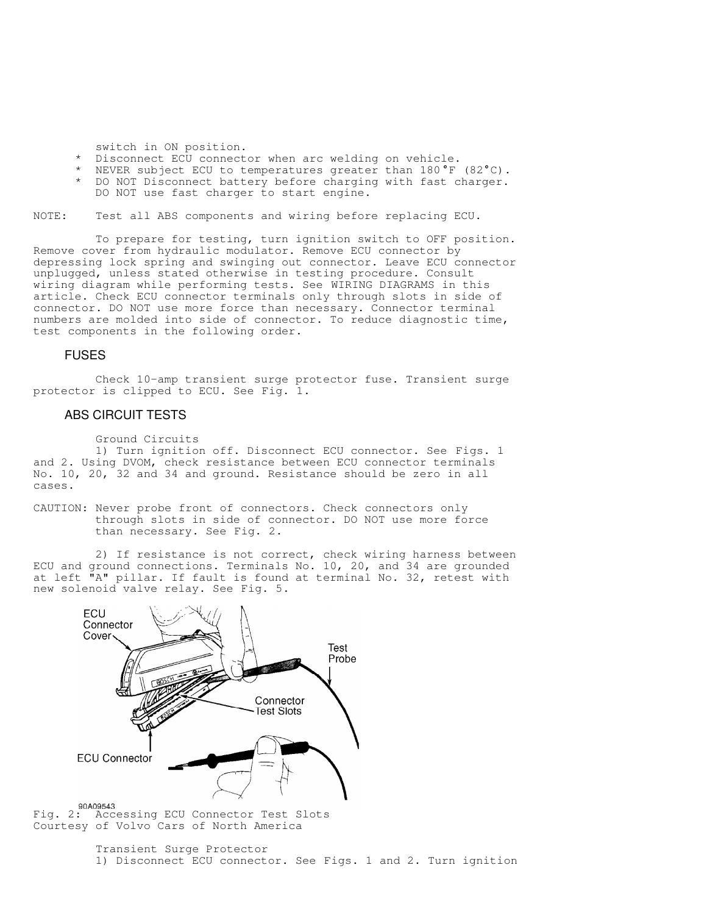switch in ON position.

* Disconnect ECU connector when arc welding on vehicle.
* NEVER subject ECU to temperatures greater than 180°F (82°C).
* DO NOT Disconnect battery before charging with fast charger. DO NOT use fast charger to start engine.

NOTE: Test all ABS components and wiring before replacing ECU.

To prepare for testing, turn ignition switch to OFF position. Remove cover from hydraulic modulator. Remove ECU connector by depressing lock spring and swinging out connector. Leave ECU connector unplugged, unless stated otherwise in testing procedure. Consult wiring diagram while performing tests. See WIRING DIAGRAMS in this article. Check ECU connector terminals only through slots in side of connector. DO NOT use more force than necessary. Connector terminal numbers are molded into side of connector. To reduce diagnostic time, test components in the following order.

## FUSES

Check 10-amp transient surge protector fuse. Transient surge protector is clipped to ECU. See Fig. 1.

## ABS CIRCUIT TESTS

Ground Circuits

1) Turn ignition off. Disconnect ECU connector. See Figs. 1 and 2. Using DVOM, check resistance between ECU connector terminals No. 10, 20, 32 and 34 and ground. Resistance should be zero in all cases.

CAUTION: Never probe front of connectors. Check connectors only through slots in side of connector. DO NOT use more force than necessary. See Fig. 2.

2) If resistance is not correct, check wiring harness between ECU and ground connections. Terminals No. 10, 20, and 34 are grounded at left "A" pillar. If fault is found at terminal No. 32, retest with new solenoid valve relay. See Fig. 5.

Fig. 2: Accessing ECU Connector Test Slots
Courtesy of Volvo Cars of North America

Transient Surge Protector

1) Disconnect ECU connector. See Figs. 1 and 2. Turn ignition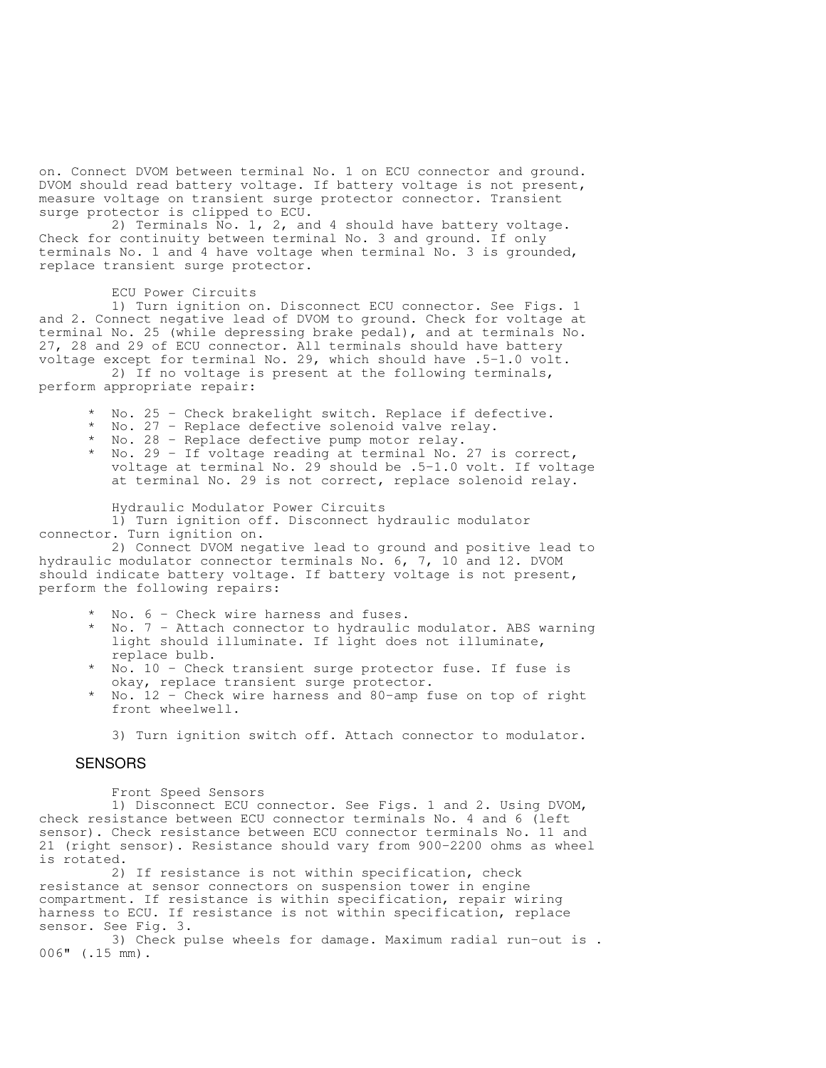on. Connect DVOM between terminal No. 1 on ECU connector and ground. DVOM should read battery voltage. If battery voltage is not present, measure voltage on transient surge protector connector. Transient surge protector is clipped to ECU.

2) Terminals No. 1, 2, and 4 should have battery voltage. Check for continuity between terminal No. 3 and ground. If only terminals No. 1 and 4 have voltage when terminal No. 3 is grounded, replace transient surge protector.

### ECU Power Circuits

1) Turn ignition on. Disconnect ECU connector. See Figs. 1 and 2. Connect negative lead of DVOM to ground. Check for voltage at terminal No. 25 (while depressing brake pedal), and at terminals No. 27, 28 and 29 of ECU connector. All terminals should have battery voltage except for terminal No. 29, which should have .5-1.0 volt.

2) If no voltage is present at the following terminals, perform appropriate repair:

* No. 25 - Check brakelight switch. Replace if defective.
* No. 27 - Replace defective solenoid valve relay.
* No. 28 - Replace defective pump motor relay.
* No. 29 - If voltage reading at terminal No. 27 is correct, voltage at terminal No. 29 should be .5-1.0 volt. If voltage at terminal No. 29 is not correct, replace solenoid relay.

### Hydraulic Modulator Power Circuits

1) Turn ignition off. Disconnect hydraulic modulator connector. Turn ignition on.

2) Connect DVOM negative lead to ground and positive lead to hydraulic modulator connector terminals No. 6, 7, 10 and 12. DVOM should indicate battery voltage. If battery voltage is not present, perform the following repairs:

* No. 6 - Check wire harness and fuses.
* No. 7 - Attach connector to hydraulic modulator. ABS warning light should illuminate. If light does not illuminate, replace bulb.
* No. 10 - Check transient surge protector fuse. If fuse is okay, replace transient surge protector.
* No. 12 - Check wire harness and 80-amp fuse on top of right front wheelwell.

3) Turn ignition switch off. Attach connector to modulator.

## SENSORS

### Front Speed Sensors

1) Disconnect ECU connector. See Figs. 1 and 2. Using DVOM, check resistance between ECU connector terminals No. 4 and 6 (left sensor). Check resistance between ECU connector terminals No. 11 and 21 (right sensor). Resistance should vary from 900-2200 ohms as wheel is rotated.

2) If resistance is not within specification, check resistance at sensor connectors on suspension tower in engine compartment. If resistance is within specification, repair wiring harness to ECU. If resistance is not within specification, replace sensor. See Fig. 3.

3) Check pulse wheels for damage. Maximum radial run-out is .006" (.15 mm).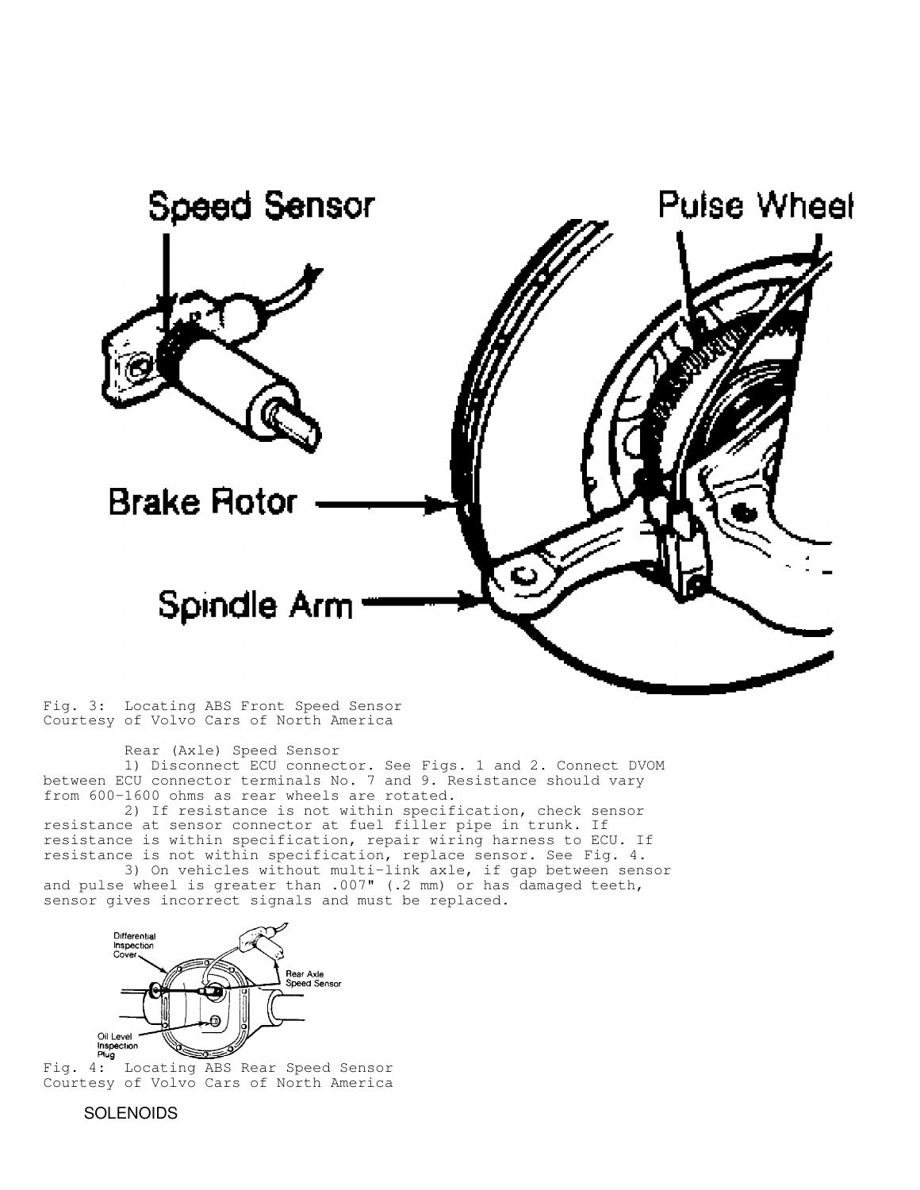Fig. 3: Locating ABS Front Speed Sensor
Courtesy of Volvo Cars of North America

Rear (Axle) Speed Sensor

1) Disconnect ECU connector. See Figs. 1 and 2. Connect DVOM between ECU connector terminals No. 7 and 9. Resistance should vary from 600-1600 ohms as rear wheels are rotated.

2) If resistance is not within specification, check sensor resistance at sensor connector at fuel filler pipe in trunk. If resistance is within specification, repair wiring harness to ECU. If resistance is not within specification, replace sensor. See Fig. 4.

3) On vehicles without multi-link axle, if gap between sensor and pulse wheel is greater than .007" (.2 mm) or has damaged teeth, sensor gives incorrect signals and must be replaced.

Fig. 4: Locating ABS Rear Speed Sensor
Courtesy of Volvo Cars of North America

SOLENOIDS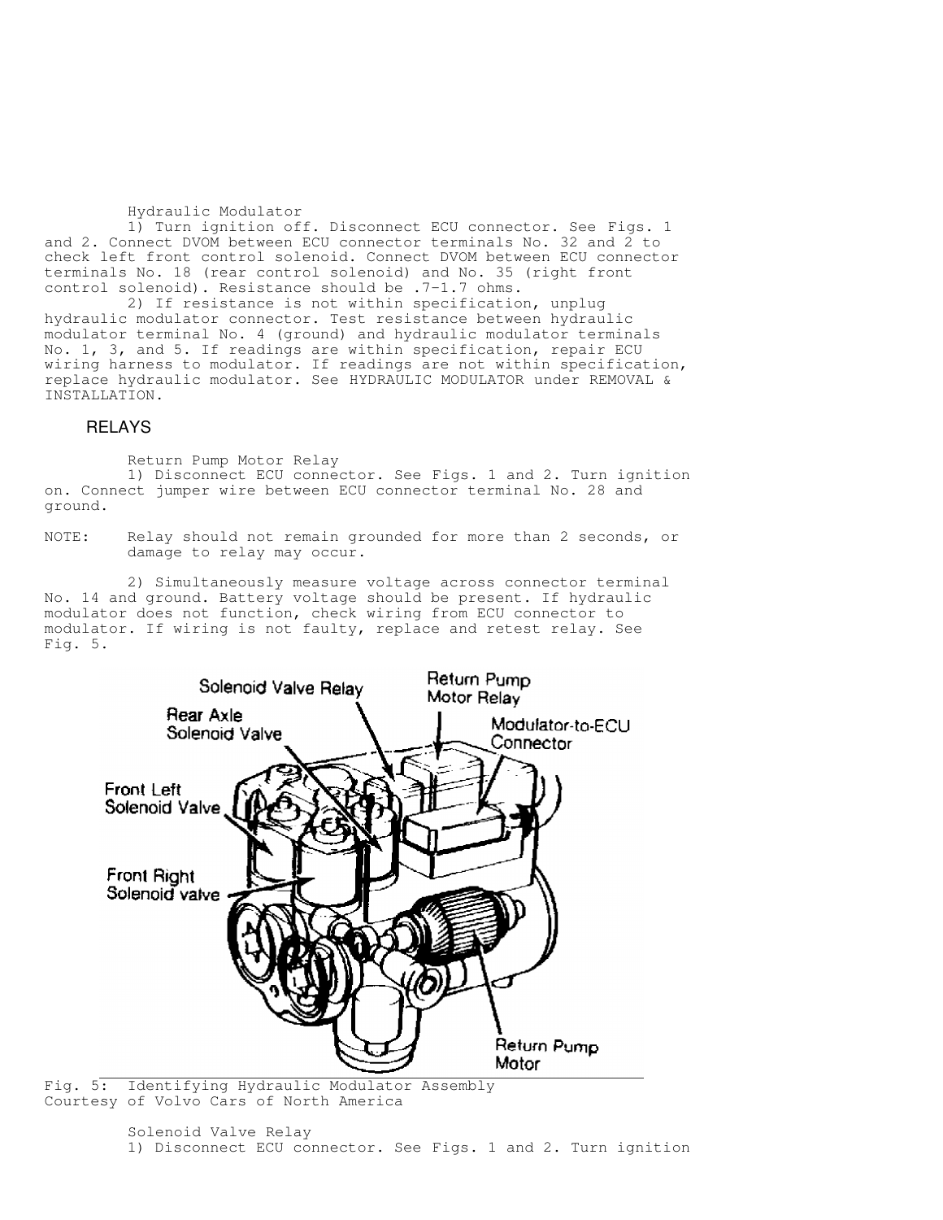Hydraulic Modulator

1) Turn ignition off. Disconnect ECU connector. See Figs. 1 and 2. Connect DVOM between ECU connector terminals No. 32 and 2 to check left front control solenoid. Connect DVOM between ECU connector terminals No. 18 (rear control solenoid) and No. 35 (right front control solenoid). Resistance should be .7-1.7 ohms.

2) If resistance is not within specification, unplug hydraulic modulator connector. Test resistance between hydraulic modulator terminal No. 4 (ground) and hydraulic modulator terminals No. 1, 3, and 5. If readings are within specification, repair ECU wiring harness to modulator. If readings are not within specification, replace hydraulic modulator. See HYDRAULIC MODULATOR under REMOVAL & INSTALLATION.

## RELAYS

Return Pump Motor Relay

1) Disconnect ECU connector. See Figs. 1 and 2. Turn ignition on. Connect jumper wire between ECU connector terminal No. 28 and ground.

NOTE: Relay should not remain grounded for more than 2 seconds, or damage to relay may occur.

2) Simultaneously measure voltage across connector terminal No. 14 and ground. Battery voltage should be present. If hydraulic modulator does not function, check wiring from ECU connector to modulator. If wiring is not faulty, replace and retest relay. See Fig. 5.

Fig. 5: Identifying Hydraulic Modulator Assembly
Courtesy of Volvo Cars of North America

Solenoid Valve Relay

1) Disconnect ECU connector. See Figs. 1 and 2. Turn ignition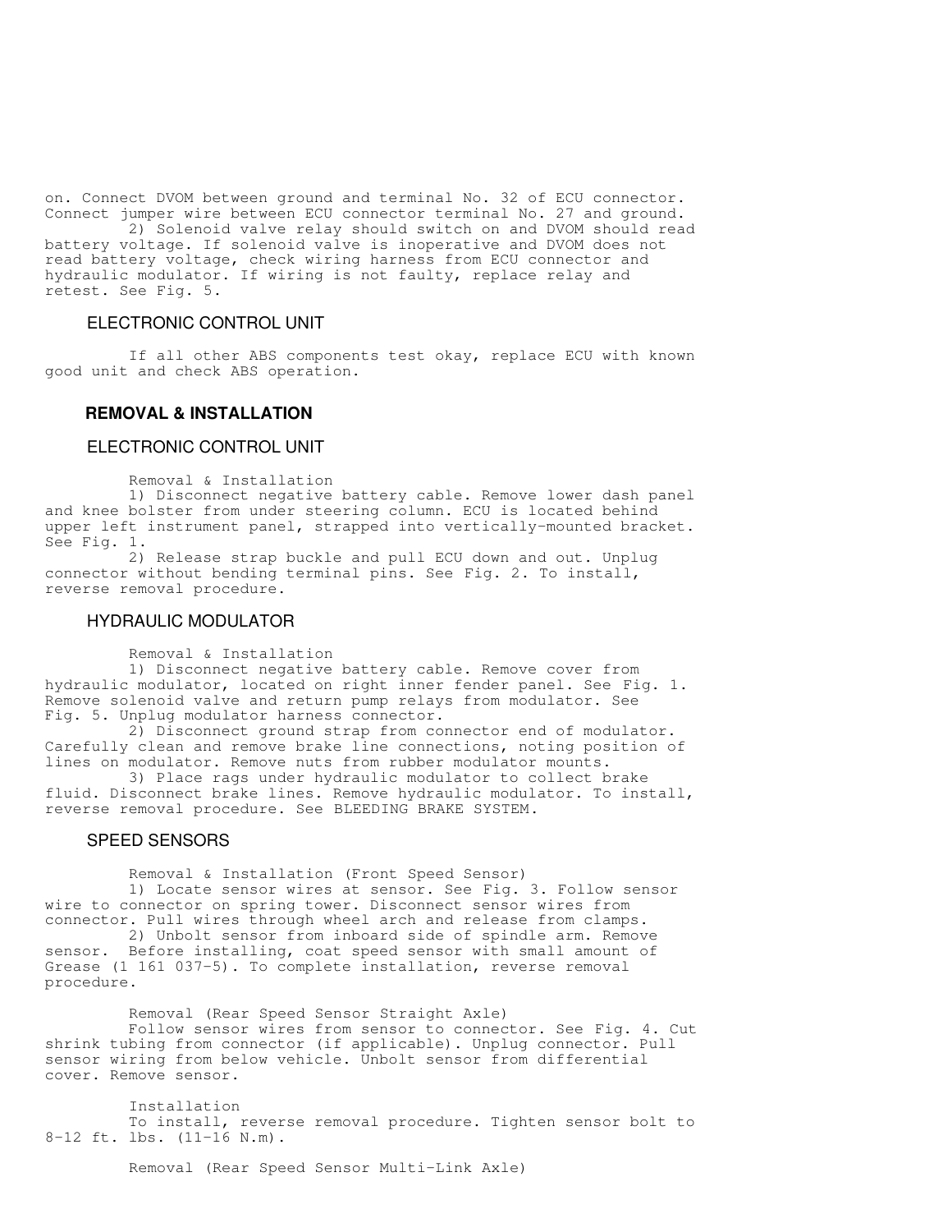on. Connect DVOM between ground and terminal No. 32 of ECU connector. Connect jumper wire between ECU connector terminal No. 27 and ground.

2) Solenoid valve relay should switch on and DVOM should read battery voltage. If solenoid valve is inoperative and DVOM does not read battery voltage, check wiring harness from ECU connector and hydraulic modulator. If wiring is not faulty, replace relay and retest. See Fig. 5.

### ELECTRONIC CONTROL UNIT

If all other ABS components test okay, replace ECU with known good unit and check ABS operation.

## REMOVAL & INSTALLATION

### ELECTRONIC CONTROL UNIT

Removal & Installation

1) Disconnect negative battery cable. Remove lower dash panel and knee bolster from under steering column. ECU is located behind upper left instrument panel, strapped into vertically-mounted bracket. See Fig. 1.

2) Release strap buckle and pull ECU down and out. Unplug connector without bending terminal pins. See Fig. 2. To install, reverse removal procedure.

### HYDRAULIC MODULATOR

Removal & Installation

1) Disconnect negative battery cable. Remove cover from hydraulic modulator, located on right inner fender panel. See Fig. 1. Remove solenoid valve and return pump relays from modulator. See Fig. 5. Unplug modulator harness connector.

2) Disconnect ground strap from connector end of modulator. Carefully clean and remove brake line connections, noting position of lines on modulator. Remove nuts from rubber modulator mounts.

3) Place rags under hydraulic modulator to collect brake fluid. Disconnect brake lines. Remove hydraulic modulator. To install, reverse removal procedure. See BLEEDING BRAKE SYSTEM.

### SPEED SENSORS

Removal & Installation (Front Speed Sensor)

1) Locate sensor wires at sensor. See Fig. 3. Follow sensor wire to connector on spring tower. Disconnect sensor wires from connector. Pull wires through wheel arch and release from clamps.

2) Unbolt sensor from inboard side of spindle arm. Remove sensor. Before installing, coat speed sensor with small amount of Grease (1 161 037-5). To complete installation, reverse removal procedure.

Removal (Rear Speed Sensor Straight Axle)

Follow sensor wires from sensor to connector. See Fig. 4. Cut shrink tubing from connector (if applicable). Unplug connector. Pull sensor wiring from below vehicle. Unbolt sensor from differential cover. Remove sensor.

Installation

To install, reverse removal procedure. Tighten sensor bolt to 8-12 ft. lbs. (11-16 N.m).

Removal (Rear Speed Sensor Multi-Link Axle)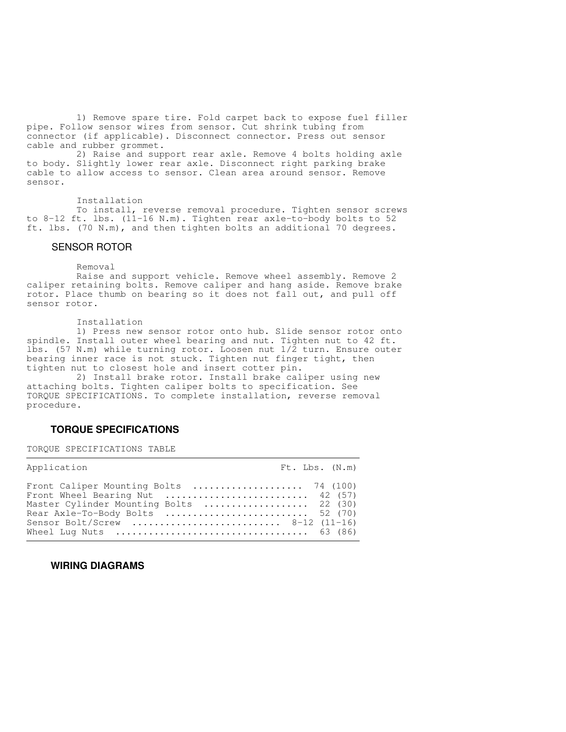1) Remove spare tire. Fold carpet back to expose fuel filler pipe. Follow sensor wires from sensor. Cut shrink tubing from connector (if applicable). Disconnect connector. Press out sensor cable and rubber grommet.

2) Raise and support rear axle. Remove 4 bolts holding axle to body. Slightly lower rear axle. Disconnect right parking brake cable to allow access to sensor. Clean area around sensor. Remove sensor.

Installation

To install, reverse removal procedure. Tighten sensor screws to 8-12 ft. lbs. (11-16 N.m). Tighten rear axle-to-body bolts to 52 ft. lbs. (70 N.m), and then tighten bolts an additional 70 degrees.

## SENSOR ROTOR

Removal

Raise and support vehicle. Remove wheel assembly. Remove 2 caliper retaining bolts. Remove caliper and hang aside. Remove brake rotor. Place thumb on bearing so it does not fall out, and pull off sensor rotor.

Installation

1) Press new sensor rotor onto hub. Slide sensor rotor onto spindle. Install outer wheel bearing and nut. Tighten nut to 42 ft. lbs. (57 N.m) while turning rotor. Loosen nut 1/2 turn. Ensure outer bearing inner race is not stuck. Tighten nut finger tight, then tighten nut to closest hole and insert cotter pin.

2) Install brake rotor. Install brake caliper using new attaching bolts. Tighten caliper bolts to specification. See TORQUE SPECIFICATIONS. To complete installation, reverse removal procedure.

## TORQUE SPECIFICATIONS

TORQUE SPECIFICATIONS TABLE

| Application | Ft. Lbs. (N.m) |
|---|---|
| Front Caliper Mounting Bolts | 74 (100) |
| Front Wheel Bearing Nut | 42 (57) |
| Master Cylinder Mounting Bolts | 22 (30) |
| Rear Axle-To-Body Bolts | 52 (70) |
| Sensor Bolt/Screw | 8-12 (11-16) |
| Wheel Lug Nuts | 63 (86) |

## WIRING DIAGRAMS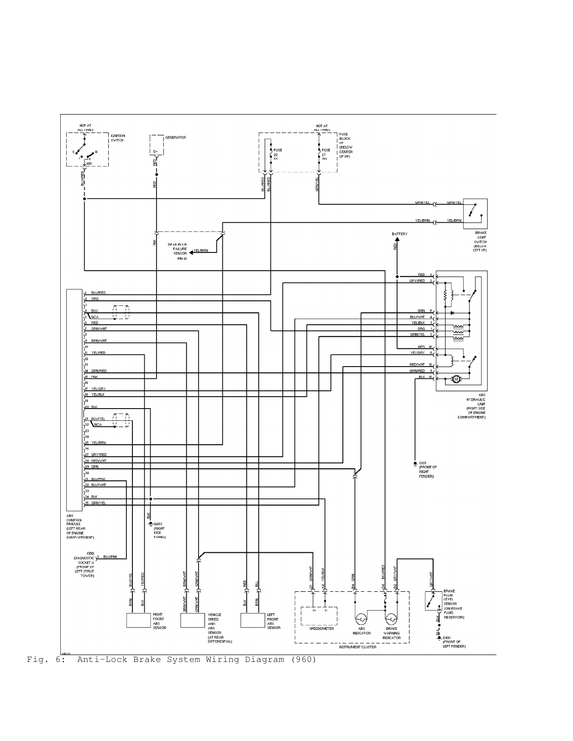HOT AT ALL TIMES

IGNITION SWITCH

0

I

II

III

15R

BLU/RED

GENERATOR

D+

RED

HOT AT ALL TIMES

FUSE BLOCK I/P (BELOW CENTER OF I/P)

FUSE 22 5A

FUSE 27 5A

BLU/RED

BLU/RED

GRN/YEL

GRN/YEL

GRN/YEL

YEL/BRN

YEL/BRN

BRAKE LIGHT SWITCH (BELOW LEFT I/P)

PNK

REAR BULB FAILURE SENSOR PIN 12

YEL/BRN

BATTERY

RED

1 BLU/RED

2 ORG

3

4 BLU

5 NCA

6 RED

7 GRN/WHT

8

9 BRN/WHT

10

11 YEL/RED

12

13

14 GRN/RED

15 PNK

16

17 YEL/GRY

18 YEL/BLK

19

20 BLK

21 BLU/YEL

22 NCA

23

24

25 YEL/BRN

26

27 GRY/RED

28 RED/WHT

29 GRN

30

31 BLU/PNK

32 BLU/WHT

33

34 BLK

35 GRN/YEL

ABS CONTROL MODULE (LEFT REAR OF ENGINE COMPARTMENT)

RED 6

GRY/RED 2

GRN 11

BLU/WHT 4

YEL/BLK 5

ORG 1

GRN/YEL 3

RED 10

YEL/GRY 8

RED/WHT 12

GRN/RED 9

BLK 15

M

ABS HYDRAULIC UNIT (RIGHT SIDE OF ENGINE COMPARTMENT)

G101 (FRONT OF RIGHT FENDER)

BLK

G203 (RIGHT KICK PANEL)

OBD DIAGNOSTIC SOCKET A (FRONT OF LEFT STRUT TOWER)

3 BLU/PNK

BLU/YEL

YEL/RED

BRN

BLK

RIGHT FRONT ABS SENSOR

BRN/WHT

GRN/WHT

BRN/WHT

GRN/WHT

VEHICLE SPEED AND ABS SENSOR (AT REAR DIFFERENTIAL)

RED

BLK

BLK

BRN

LEFT FRONT ABS SENSOR

C1 GRN/WHT

A2 YEL/BLK

B4 GRN

D4 BLU/RED

B2 GRY/WHT

S+

S-

SPEEDOMETER

ABS INDICATOR

BRAKE WARNING INDICATOR

INSTRUMENT CLUSTER

GRY/WHT

BRAKE FLUID LEVEL SENSOR (ON BRAKE FLUID RESERVOIR)

BLK

BLK

G100 (FRONT OF LEFT FENDER)

Fig. 6: Anti-Lock Brake System Wiring Diagram (960)